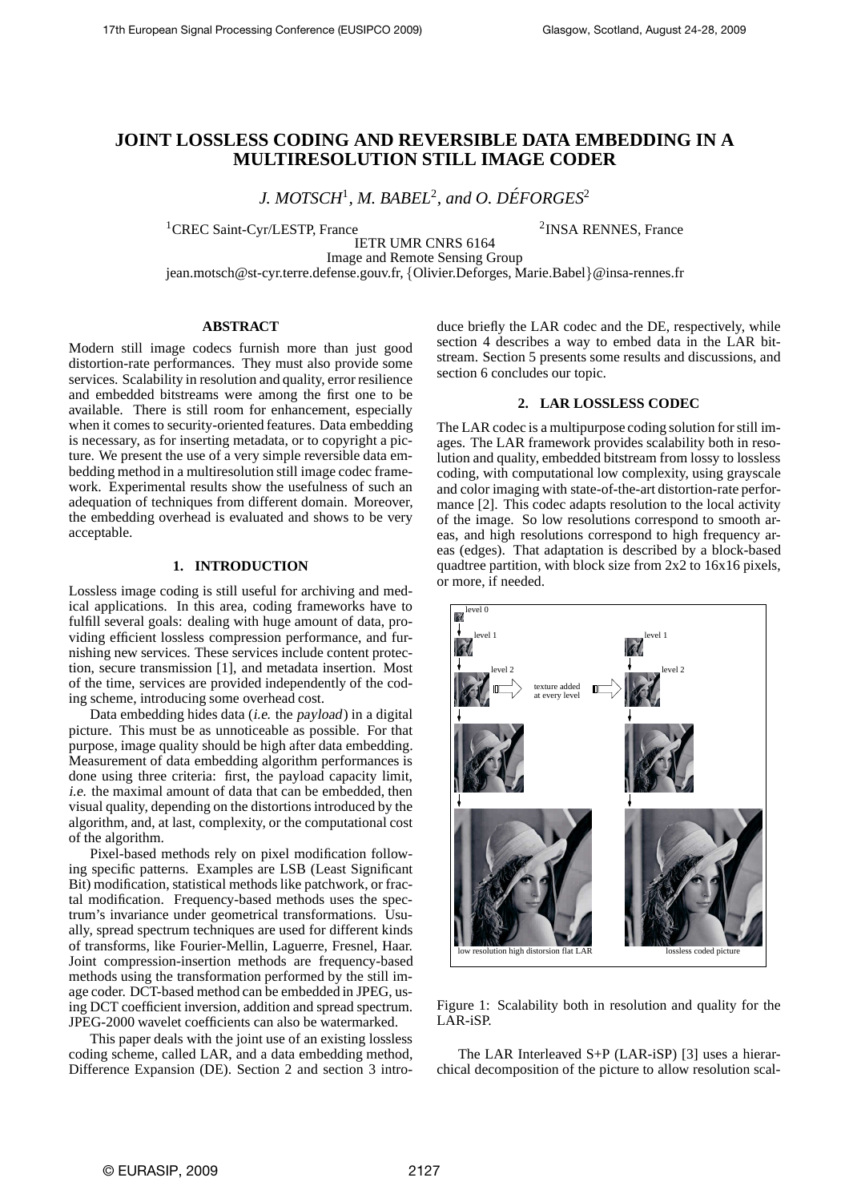# JOINT LOSSLESS CODING AND REVERSIBLE DATA EMBEDDING IN A MULTIRESOLUTION STILL IMAGE CODER

*J. MOTSCH*[1], *M. BABEL*[2], *and O. DÉFORGES*[2]

[1]CREC Saint-Cyr/LESTP, France [2]INSA RENNES, France
IETR UMR CNRS 6164
Image and Remote Sensing Group
jean.motsch@st-cyr.terre.defense.gouv.fr, {Olivier.Deforges, Marie.Babel}@insa-rennes.fr

## ABSTRACT

Modern still image codecs furnish more than just good distortion-rate performances. They must also provide some services. Scalability in resolution and quality, error resilience and embedded bitstreams were among the first one to be available. There is still room for enhancement, especially when it comes to security-oriented features. Data embedding is necessary, as for inserting metadata, or to copyright a picture. We present the use of a very simple reversible data embedding method in a multiresolution still image codec framework. Experimental results show the usefulness of such an adequation of techniques from different domain. Moreover, the embedding overhead is evaluated and shows to be very acceptable.

## 1. INTRODUCTION

Lossless image coding is still useful for archiving and medical applications. In this area, coding frameworks have to fulfill several goals: dealing with huge amount of data, providing efficient lossless compression performance, and furnishing new services. These services include content protection, secure transmission [1], and metadata insertion. Most of the time, services are provided independently of the coding scheme, introducing some overhead cost.

Data embedding hides data (*i.e.* the *payload*) in a digital picture. This must be as unnoticeable as possible. For that purpose, image quality should be high after data embedding. Measurement of data embedding algorithm performances is done using three criteria: first, the payload capacity limit, *i.e.* the maximal amount of data that can be embedded, then visual quality, depending on the distortions introduced by the algorithm, and, at last, complexity, or the computational cost of the algorithm.

Pixel-based methods rely on pixel modification following specific patterns. Examples are LSB (Least Significant Bit) modification, statistical methods like patchwork, or fractal modification. Frequency-based methods uses the spectrum's invariance under geometrical transformations. Usually, spread spectrum techniques are used for different kinds of transforms, like Fourier-Mellin, Laguerre, Fresnel, Haar. Joint compression-insertion methods are frequency-based methods using the transformation performed by the still image coder. DCT-based method can be embedded in JPEG, using DCT coefficient inversion, addition and spread spectrum. JPEG-2000 wavelet coefficients can also be watermarked.

This paper deals with the joint use of an existing lossless coding scheme, called LAR, and a data embedding method, Difference Expansion (DE). Section 2 and section 3 introduce briefly the LAR codec and the DE, respectively, while section 4 describes a way to embed data in the LAR bitstream. Section 5 presents some results and discussions, and section 6 concludes our topic.

## 2. LAR LOSSLESS CODEC

The LAR codec is a multipurpose coding solution for still images. The LAR framework provides scalability both in resolution and quality, embedded bitstream from lossy to lossless coding, with computational low complexity, using grayscale and color imaging with state-of-the-art distortion-rate performance [2]. This codec adapts resolution to the local activity of the image. So low resolutions correspond to smooth areas, and high resolutions correspond to high frequency areas (edges). That adaptation is described by a block-based quadtree partition, with block size from 2x2 to 16x16 pixels, or more, if needed.

Figure 1: Scalability both in resolution and quality for the LAR-iSP.

The LAR Interleaved S+P (LAR-iSP) [3] uses a hierarchical decomposition of the picture to allow resolution scal-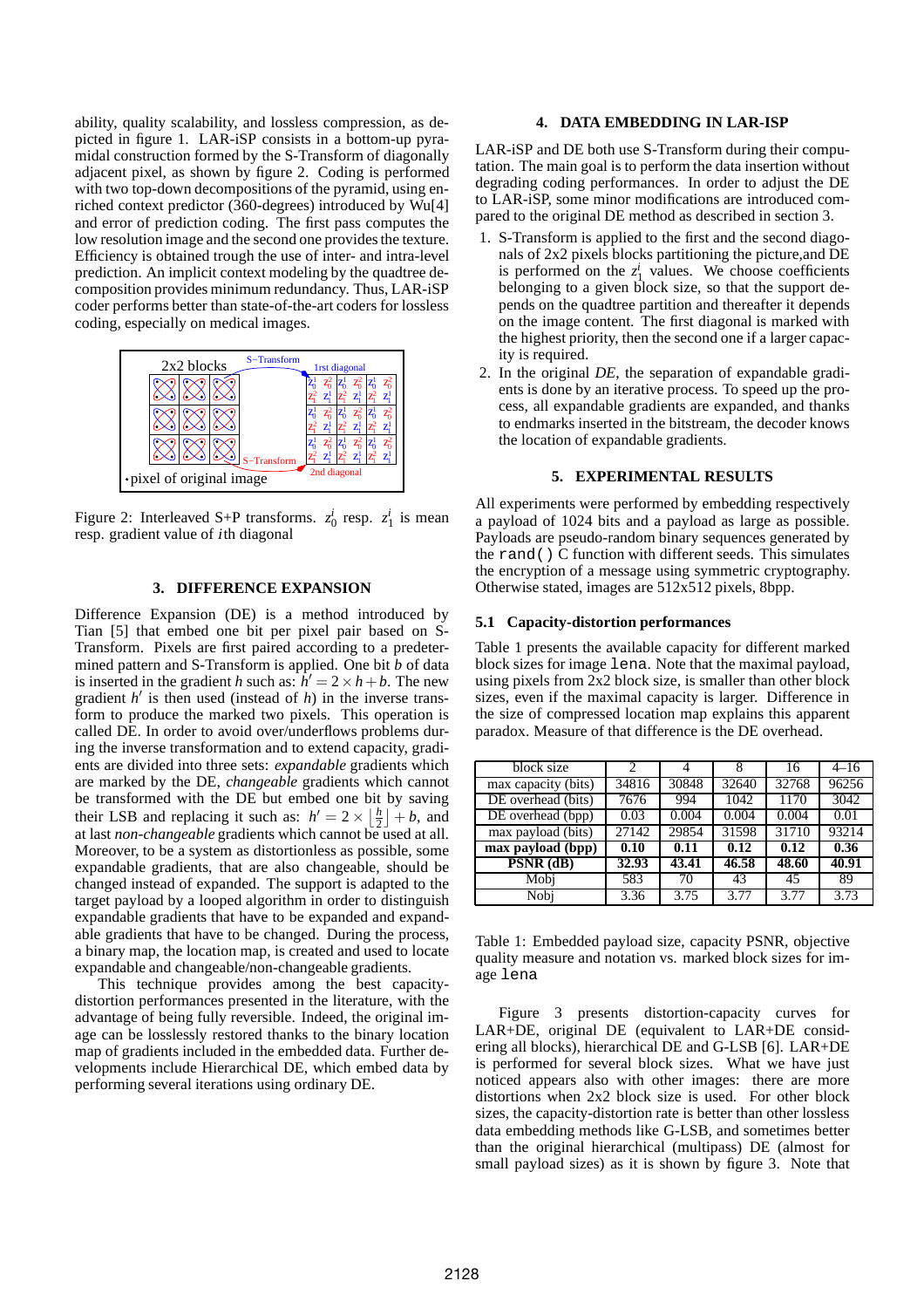ability, quality scalability, and lossless compression, as depicted in figure 1. LAR-iSP consists in a bottom-up pyramidal construction formed by the S-Transform of diagonally adjacent pixel, as shown by figure 2. Coding is performed with two top-down decompositions of the pyramid, using enriched context predictor (360-degrees) introduced by Wu[4] and error of prediction coding. The first pass computes the low resolution image and the second one provides the texture. Efficiency is obtained trough the use of inter- and intra-level prediction. An implicit context modeling by the quadtree decomposition provides minimum redundancy. Thus, LAR-iSP coder performs better than state-of-the-art coders for lossless coding, especially on medical images.

Figure 2: Interleaved S+P transforms. $z_0^i$ resp. $z_1^i$ is mean resp. gradient value of $i$th diagonal

## 3. DIFFERENCE EXPANSION

Difference Expansion (DE) is a method introduced by Tian [5] that embed one bit per pixel pair based on S-Transform. Pixels are first paired according to a predetermined pattern and S-Transform is applied. One bit $b$ of data is inserted in the gradient $h$ such as: $h' = 2 \times h + b$. The new gradient $h'$ is then used (instead of $h$) in the inverse transform to produce the marked two pixels. This operation is called DE. In order to avoid over/underflows problems during the inverse transformation and to extend capacity, gradients are divided into three sets: *expandable* gradients which are marked by the DE, *changeable* gradients which cannot be transformed with the DE but embed one bit by saving their LSB and replacing it such as: $h' = 2 \times \left\lfloor \frac{h}{2} \right\rfloor + b$, and at last *non-changeable* gradients which cannot be used at all. Moreover, to be a system as distortionless as possible, some expandable gradients, that are also changeable, should be changed instead of expanded. The support is adapted to the target payload by a looped algorithm in order to distinguish expandable gradients that have to be expanded and expandable gradients that have to be changed. During the process, a binary map, the location map, is created and used to locate expandable and changeable/non-changeable gradients.

This technique provides among the best capacity-distortion performances presented in the literature, with the advantage of being fully reversible. Indeed, the original image can be losslessly restored thanks to the binary location map of gradients included in the embedded data. Further developments include Hierarchical DE, which embed data by performing several iterations using ordinary DE.

## 4. DATA EMBEDDING IN LAR-ISP

LAR-iSP and DE both use S-Transform during their computation. The main goal is to perform the data insertion without degrading coding performances. In order to adjust the DE to LAR-iSP, some minor modifications are introduced compared to the original DE method as described in section 3.

1. S-Transform is applied to the first and the second diagonals of 2x2 pixels blocks partitioning the picture,and DE is performed on the $z_1^i$ values. We choose coefficients belonging to a given block size, so that the support depends on the quadtree partition and thereafter it depends on the image content. The first diagonal is marked with the highest priority, then the second one if a larger capacity is required.
2. In the original *DE*, the separation of expandable gradients is done by an iterative process. To speed up the process, all expandable gradients are expanded, and thanks to endmarks inserted in the bitstream, the decoder knows the location of expandable gradients.

## 5. EXPERIMENTAL RESULTS

All experiments were performed by embedding respectively a payload of 1024 bits and a payload as large as possible. Payloads are pseudo-random binary sequences generated by the `rand()` C function with different seeds. This simulates the encryption of a message using symmetric cryptography. Otherwise stated, images are 512x512 pixels, 8bpp.

### 5.1 Capacity-distortion performances

Table 1 presents the available capacity for different marked block sizes for image `lena`. Note that the maximal payload, using pixels from 2x2 block size, is smaller than other block sizes, even if the maximal capacity is larger. Difference in the size of compressed location map explains this apparent paradox. Measure of that difference is the DE overhead.

| block size | 2 | 4 | 8 | 16 | 4–16 |
|---|---|---|---|---|---|
| max capacity (bits) | 34816 | 30848 | 32640 | 32768 | 96256 |
| DE overhead (bits) | 7676 | 994 | 1042 | 1170 | 3042 |
| DE overhead (bpp) | 0.03 | 0.004 | 0.004 | 0.004 | 0.01 |
| max payload (bits) | 27142 | 29854 | 31598 | 31710 | 93214 |
| **max payload (bpp)** | **0.10** | **0.11** | **0.12** | **0.12** | **0.36** |
| **PSNR (dB)** | **32.93** | **43.41** | **46.58** | **48.60** | **40.91** |
| Mobj | 583 | 70 | 43 | 45 | 89 |
| Nobj | 3.36 | 3.75 | 3.77 | 3.77 | 3.73 |

Table 1: Embedded payload size, capacity PSNR, objective quality measure and notation vs. marked block sizes for image `lena`

Figure 3 presents distortion-capacity curves for LAR+DE, original DE (equivalent to LAR+DE considering all blocks), hierarchical DE and G-LSB [6]. LAR+DE is performed for several block sizes. What we have just noticed appears also with other images: there are more distortions when 2x2 block size is used. For other block sizes, the capacity-distortion rate is better than other lossless data embedding methods like G-LSB, and sometimes better than the original hierarchical (multipass) DE (almost for small payload sizes) as it is shown by figure 3. Note that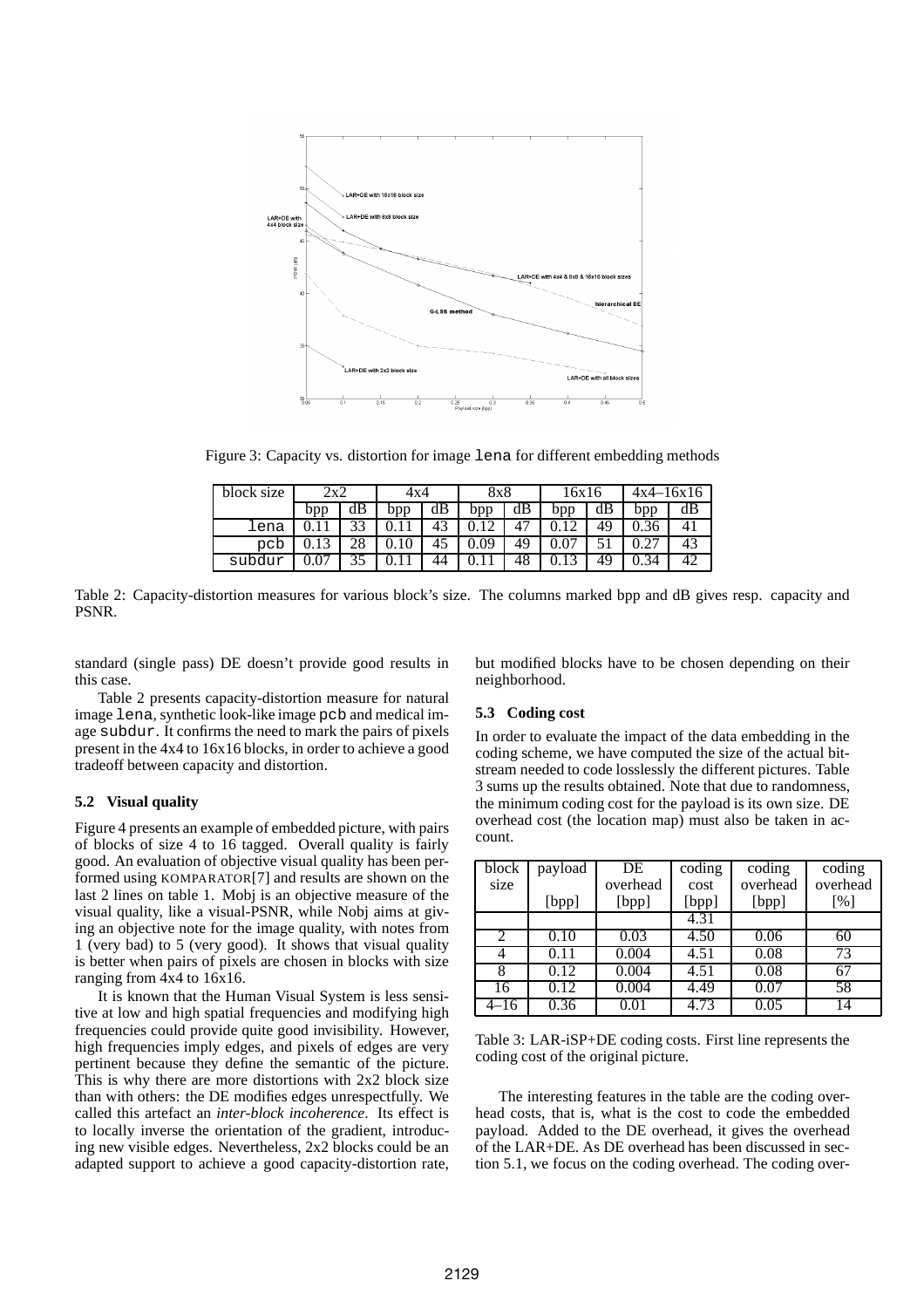Figure 3: Capacity vs. distortion for image lena for different embedding methods

| block size | 2x2 | | 4x4 | | 8x8 | | 16x16 | | 4x4–16x16 | |
|---|---|---|---|---|---|---|---|---|---|---|
| | bpp | dB | bpp | dB | bpp | dB | bpp | dB | bpp | dB |
| lena | 0.11 | 33 | 0.11 | 43 | 0.12 | 47 | 0.12 | 49 | 0.36 | 41 |
| pcb | 0.13 | 28 | 0.10 | 45 | 0.09 | 49 | 0.07 | 51 | 0.27 | 43 |
| subdur | 0.07 | 35 | 0.11 | 44 | 0.11 | 48 | 0.13 | 49 | 0.34 | 42 |

Table 2: Capacity-distortion measures for various block's size. The columns marked bpp and dB gives resp. capacity and PSNR.

standard (single pass) DE doesn't provide good results in this case.

Table 2 presents capacity-distortion measure for natural image lena, synthetic look-like image pcb and medical image subdur. It confirms the need to mark the pairs of pixels present in the 4x4 to 16x16 blocks, in order to achieve a good tradeoff between capacity and distortion.

### 5.2 Visual quality

Figure 4 presents an example of embedded picture, with pairs of blocks of size 4 to 16 tagged. Overall quality is fairly good. An evaluation of objective visual quality has been performed using KOMPARATOR[7] and results are shown on the last 2 lines on table 1. Mobj is an objective measure of the visual quality, like a visual-PSNR, while Nobj aims at giving an objective note for the image quality, with notes from 1 (very bad) to 5 (very good). It shows that visual quality is better when pairs of pixels are chosen in blocks with size ranging from 4x4 to 16x16.

It is known that the Human Visual System is less sensitive at low and high spatial frequencies and modifying high frequencies could provide quite good invisibility. However, high frequencies imply edges, and pixels of edges are very pertinent because they define the semantic of the picture. This is why there are more distortions with 2x2 block size than with others: the DE modifies edges unrespectfully. We called this artefact an *inter-block incoherence*. Its effect is to locally inverse the orientation of the gradient, introducing new visible edges. Nevertheless, 2x2 blocks could be an adapted support to achieve a good capacity-distortion rate, but modified blocks have to be chosen depending on their neighborhood.

### 5.3 Coding cost

In order to evaluate the impact of the data embedding in the coding scheme, we have computed the size of the actual bitstream needed to code losslessly the different pictures. Table 3 sums up the results obtained. Note that due to randomness, the minimum coding cost for the payload is its own size. DE overhead cost (the location map) must also be taken in account.

| block size | payload [bpp] | DE overhead [bpp] | coding cost [bpp] | coding overhead [bpp] | coding overhead [%] |
|---|---|---|---|---|---|
| | | | 4.31 | | |
| 2 | 0.10 | 0.03 | 4.50 | 0.06 | 60 |
| 4 | 0.11 | 0.004 | 4.51 | 0.08 | 73 |
| 8 | 0.12 | 0.004 | 4.51 | 0.08 | 67 |
| 16 | 0.12 | 0.004 | 4.49 | 0.07 | 58 |
| 4–16 | 0.36 | 0.01 | 4.73 | 0.05 | 14 |

Table 3: LAR-iSP+DE coding costs. First line represents the coding cost of the original picture.

The interesting features in the table are the coding overhead costs, that is, what is the cost to code the embedded payload. Added to the DE overhead, it gives the overhead of the LAR+DE. As DE overhead has been discussed in section 5.1, we focus on the coding overhead. The coding over-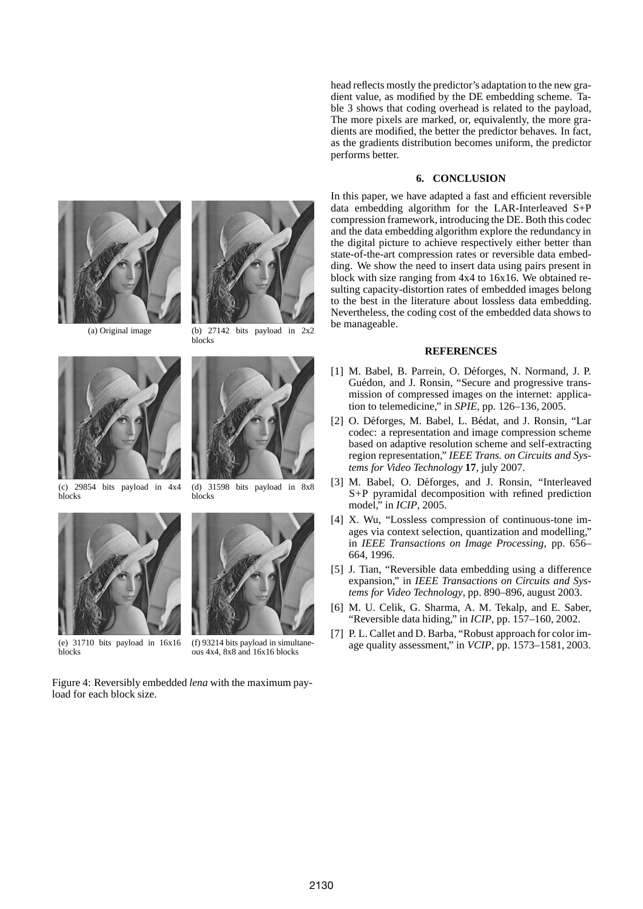head reflects mostly the predictor's adaptation to the new gradient value, as modified by the DE embedding scheme. Table 3 shows that coding overhead is related to the payload, The more pixels are marked, or, equivalently, the more gradients are modified, the better the predictor behaves. In fact, as the gradients distribution becomes uniform, the predictor performs better.

(a) Original image

(b) 27142 bits payload in 2x2 blocks

(c) 29854 bits payload in 4x4 blocks

(d) 31598 bits payload in 8x8 blocks

(e) 31710 bits payload in 16x16 blocks

(f) 93214 bits payload in simultaneous 4x4, 8x8 and 16x16 blocks

Figure 4: Reversibly embedded *lena* with the maximum payload for each block size.

## 6. CONCLUSION

In this paper, we have adapted a fast and efficient reversible data embedding algorithm for the LAR-Interleaved S+P compression framework, introducing the DE. Both this codec and the data embedding algorithm explore the redundancy in the digital picture to achieve respectively either better than state-of-the-art compression rates or reversible data embedding. We show the need to insert data using pairs present in block with size ranging from 4x4 to 16x16. We obtained resulting capacity-distortion rates of embedded images belong to the best in the literature about lossless data embedding. Nevertheless, the coding cost of the embedded data shows to be manageable.

## REFERENCES

[1] M. Babel, B. Parrein, O. Déforges, N. Normand, J. P. Guédon, and J. Ronsin, "Secure and progressive transmission of compressed images on the internet: application to telemedicine," in *SPIE*, pp. 126–136, 2005.

[2] O. Déforges, M. Babel, L. Bédat, and J. Ronsin, "Lar codec: a representation and image compression scheme based on adaptive resolution scheme and self-extracting region representation," *IEEE Trans. on Circuits and Systems for Video Technology* **17**, july 2007.

[3] M. Babel, O. Déforges, and J. Ronsin, "Interleaved S+P pyramidal decomposition with refined prediction model," in *ICIP*, 2005.

[4] X. Wu, "Lossless compression of continuous-tone images via context selection, quantization and modelling," in *IEEE Transactions on Image Processing*, pp. 656–664, 1996.

[5] J. Tian, "Reversible data embedding using a difference expansion," in *IEEE Transactions on Circuits and Systems for Video Technology*, pp. 890–896, august 2003.

[6] M. U. Celik, G. Sharma, A. M. Tekalp, and E. Saber, "Reversible data hiding," in *ICIP*, pp. 157–160, 2002.

[7] P. L. Callet and D. Barba, "Robust approach for color image quality assessment," in *VCIP*, pp. 1573–1581, 2003.